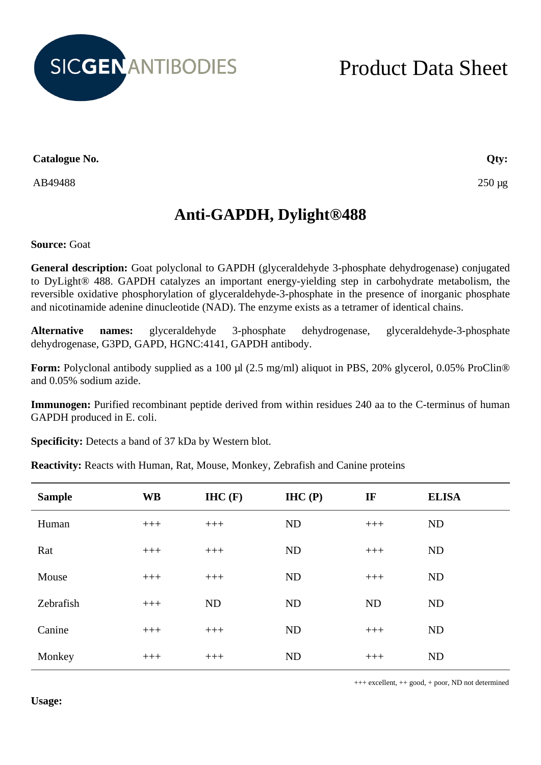SICGEN ANTIBODIES

# Product Data Sheet

**Catalogue No.**

AB49488

**Qty:**

250 µg

## Anti-GAPDH, Dylight®488

**Source:** Goat

**General description:** Goat polyclonal to GAPDH (glyceraldehyde 3-phosphate dehydrogenase) conjugated to DyLight® 488. GAPDH catalyzes an important energy-yielding step in carbohydrate metabolism, the reversible oxidative phosphorylation of glyceraldehyde-3-phosphate in the presence of inorganic phosphate and nicotinamide adenine dinucleotide (NAD). The enzyme exists as a tetramer of identical chains.

**Alternative names:** glyceraldehyde 3-phosphate dehydrogenase, glyceraldehyde-3-phosphate dehydrogenase, G3PD, GAPD, HGNC:4141, GAPDH antibody.

**Form:** Polyclonal antibody supplied as a 100 µl (2.5 mg/ml) aliquot in PBS, 20% glycerol, 0.05% ProClin® and 0.05% sodium azide.

**Immunogen:** Purified recombinant peptide derived from within residues 240 aa to the C-terminus of human GAPDH produced in E. coli.

**Specificity:** Detects a band of 37 kDa by Western blot.

**Reactivity:** Reacts with Human, Rat, Mouse, Monkey, Zebrafish and Canine proteins

| Sample | WB | IHC (F) | IHC (P) | IF | ELISA |
|---|---|---|---|---|---|
| Human | +++ | +++ | ND | +++ | ND |
| Rat | +++ | +++ | ND | +++ | ND |
| Mouse | +++ | +++ | ND | +++ | ND |
| Zebrafish | +++ | ND | ND | ND | ND |
| Canine | +++ | +++ | ND | +++ | ND |
| Monkey | +++ | +++ | ND | +++ | ND |

+++ excellent, ++ good, + poor, ND not determined

**Usage:**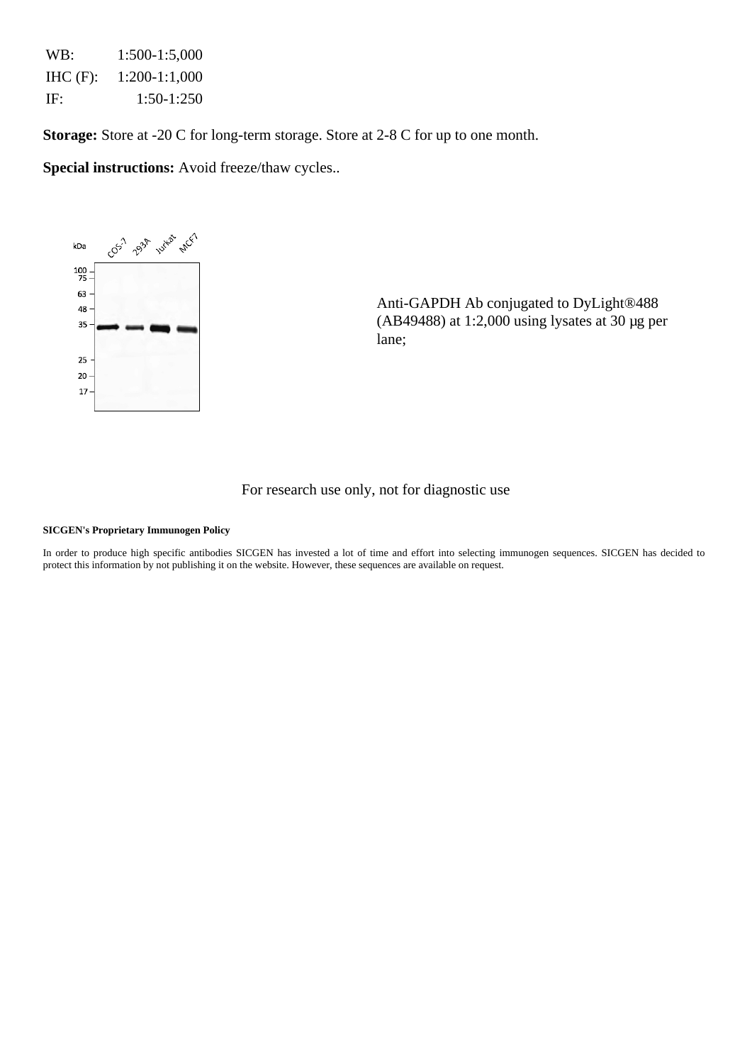| | |
|---|---|
| WB: | 1:500-1:5,000 |
| IHC (F): | 1:200-1:1,000 |
| IF: | 1:50-1:250 |

**Storage:** Store at -20 C for long-term storage. Store at 2-8 C for up to one month.

**Special instructions:** Avoid freeze/thaw cycles..

kDa
COS-7
293A
Jurkat
MCF7
100
75
63
48
35
25
20
17

Anti-GAPDH Ab conjugated to DyLight®488 (AB49488) at 1:2,000 using lysates at 30 µg per lane;

For research use only, not for diagnostic use

**SICGEN's Proprietary Immunogen Policy**

In order to produce high specific antibodies SICGEN has invested a lot of time and effort into selecting immunogen sequences. SICGEN has decided to protect this information by not publishing it on the website. However, these sequences are available on request.